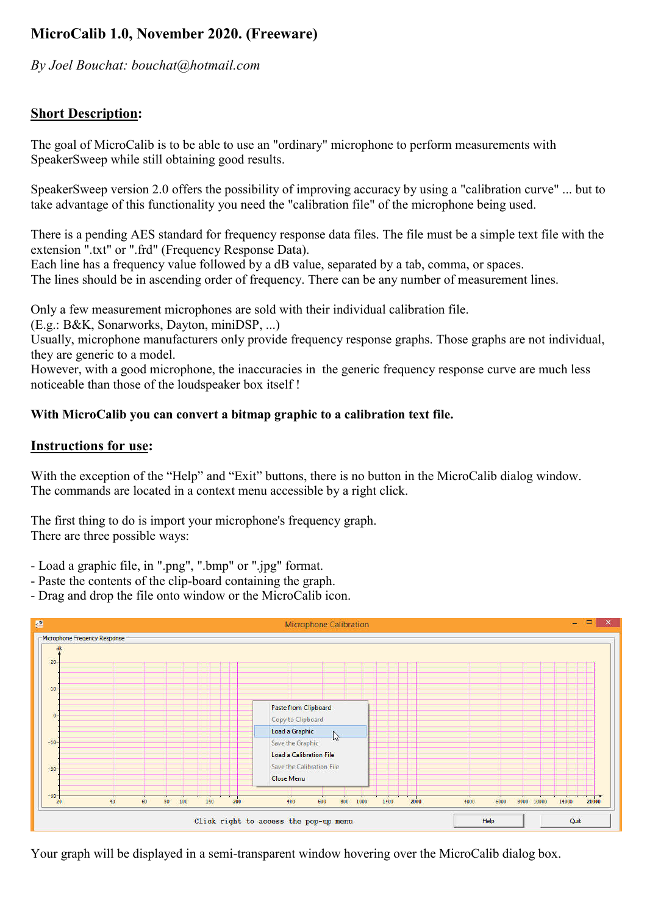# MicroCalib 1.0, November 2020. (Freeware)

*By Joel Bouchat: bouchat@hotmail.com*

## Short Description:

The goal of MicroCalib is to be able to use an "ordinary" microphone to perform measurements with SpeakerSweep while still obtaining good results.

SpeakerSweep version 2.0 offers the possibility of improving accuracy by using a "calibration curve" ... but to take advantage of this functionality you need the "calibration file" of the microphone being used.

There is a pending AES standard for frequency response data files. The file must be a simple text file with the extension ".txt" or ".frd" (Frequency Response Data).
Each line has a frequency value followed by a dB value, separated by a tab, comma, or spaces.
The lines should be in ascending order of frequency. There can be any number of measurement lines.

Only a few measurement microphones are sold with their individual calibration file.
(E.g.: B&K, Sonarworks, Dayton, miniDSP, ...)
Usually, microphone manufacturers only provide frequency response graphs. Those graphs are not individual, they are generic to a model.
However, with a good microphone, the inaccuracies in the generic frequency response curve are much less noticeable than those of the loudspeaker box itself !

**With MicroCalib you can convert a bitmap graphic to a calibration text file.**

## Instructions for use:

With the exception of the "Help" and "Exit" buttons, there is no button in the MicroCalib dialog window.
The commands are located in a context menu accessible by a right click.

The first thing to do is import your microphone's frequency graph.
There are three possible ways:

- Load a graphic file, in ".png", ".bmp" or ".jpg" format.
- Paste the contents of the clip-board containing the graph.
- Drag and drop the file onto window or the MicroCalib icon.

Your graph will be displayed in a semi-transparent window hovering over the MicroCalib dialog box.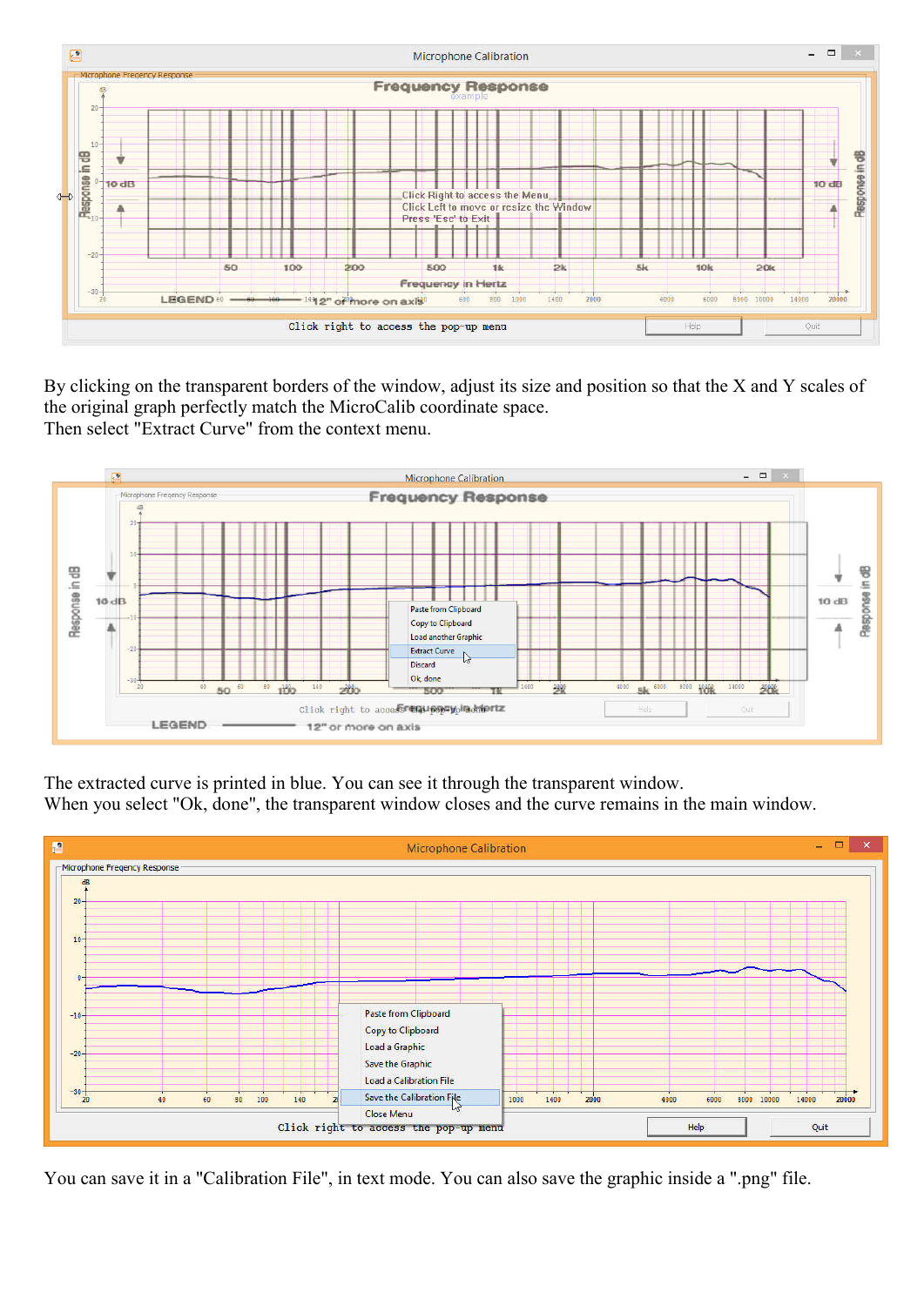By clicking on the transparent borders of the window, adjust its size and position so that the X and Y scales of the original graph perfectly match the MicroCalib coordinate space.
Then select "Extract Curve" from the context menu.

The extracted curve is printed in blue. You can see it through the transparent window.
When you select "Ok, done", the transparent window closes and the curve remains in the main window.

You can save it in a "Calibration File", in text mode. You can also save the graphic inside a ".png" file.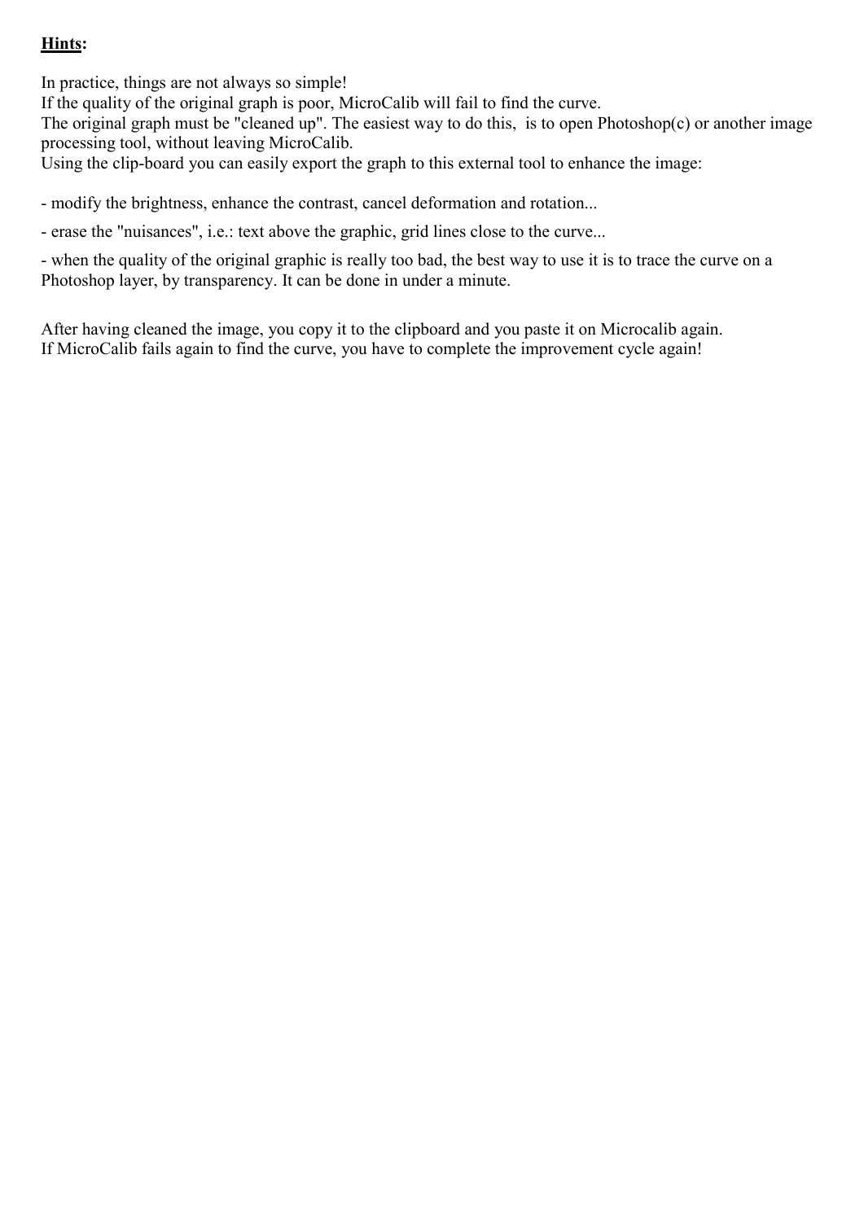**<u>Hints</u>:**

In practice, things are not always so simple!
If the quality of the original graph is poor, MicroCalib will fail to find the curve.
The original graph must be "cleaned up". The easiest way to do this, is to open Photoshop(c) or another image processing tool, without leaving MicroCalib.
Using the clip-board you can easily export the graph to this external tool to enhance the image:

- modify the brightness, enhance the contrast, cancel deformation and rotation...

- erase the "nuisances", i.e.: text above the graphic, grid lines close to the curve...

- when the quality of the original graphic is really too bad, the best way to use it is to trace the curve on a Photoshop layer, by transparency. It can be done in under a minute.

After having cleaned the image, you copy it to the clipboard and you paste it on Microcalib again.
If MicroCalib fails again to find the curve, you have to complete the improvement cycle again!